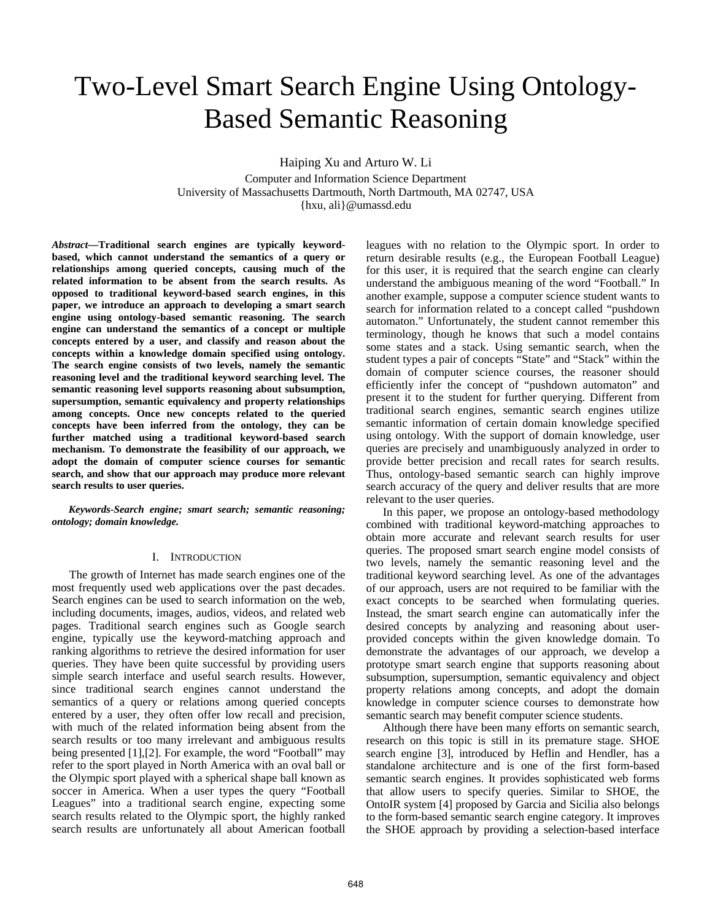# Two-Level Smart Search Engine Using Ontology-Based Semantic Reasoning

Haiping Xu and Arturo W. Li

Computer and Information Science Department
University of Massachusetts Dartmouth, North Dartmouth, MA 02747, USA
{hxu, ali}@umassd.edu

***Abstract*—Traditional search engines are typically keyword-based, which cannot understand the semantics of a query or relationships among queried concepts, causing much of the related information to be absent from the search results. As opposed to traditional keyword-based search engines, in this paper, we introduce an approach to developing a smart search engine using ontology-based semantic reasoning. The search engine can understand the semantics of a concept or multiple concepts entered by a user, and classify and reason about the concepts within a knowledge domain specified using ontology. The search engine consists of two levels, namely the semantic reasoning level and the traditional keyword searching level. The semantic reasoning level supports reasoning about subsumption, supersumption, semantic equivalency and property relationships among concepts. Once new concepts related to the queried concepts have been inferred from the ontology, they can be further matched using a traditional keyword-based search mechanism. To demonstrate the feasibility of our approach, we adopt the domain of computer science courses for semantic search, and show that our approach may produce more relevant search results to user queries.**

***Keywords-Search engine; smart search; semantic reasoning; ontology; domain knowledge.***

## I. Introduction

The growth of Internet has made search engines one of the most frequently used web applications over the past decades. Search engines can be used to search information on the web, including documents, images, audios, videos, and related web pages. Traditional search engines such as Google search engine, typically use the keyword-matching approach and ranking algorithms to retrieve the desired information for user queries. They have been quite successful by providing users simple search interface and useful search results. However, since traditional search engines cannot understand the semantics of a query or relations among queried concepts entered by a user, they often offer low recall and precision, with much of the related information being absent from the search results or too many irrelevant and ambiguous results being presented [1],[2]. For example, the word "Football" may refer to the sport played in North America with an oval ball or the Olympic sport played with a spherical shape ball known as soccer in America. When a user types the query "Football Leagues" into a traditional search engine, expecting some search results related to the Olympic sport, the highly ranked search results are unfortunately all about American football leagues with no relation to the Olympic sport. In order to return desirable results (e.g., the European Football League) for this user, it is required that the search engine can clearly understand the ambiguous meaning of the word "Football." In another example, suppose a computer science student wants to search for information related to a concept called "pushdown automaton." Unfortunately, the student cannot remember this terminology, though he knows that such a model contains some states and a stack. Using semantic search, when the student types a pair of concepts "State" and "Stack" within the domain of computer science courses, the reasoner should efficiently infer the concept of "pushdown automaton" and present it to the student for further querying. Different from traditional search engines, semantic search engines utilize semantic information of certain domain knowledge specified using ontology. With the support of domain knowledge, user queries are precisely and unambiguously analyzed in order to provide better precision and recall rates for search results. Thus, ontology-based semantic search can highly improve search accuracy of the query and deliver results that are more relevant to the user queries.

In this paper, we propose an ontology-based methodology combined with traditional keyword-matching approaches to obtain more accurate and relevant search results for user queries. The proposed smart search engine model consists of two levels, namely the semantic reasoning level and the traditional keyword searching level. As one of the advantages of our approach, users are not required to be familiar with the exact concepts to be searched when formulating queries. Instead, the smart search engine can automatically infer the desired concepts by analyzing and reasoning about user-provided concepts within the given knowledge domain. To demonstrate the advantages of our approach, we develop a prototype smart search engine that supports reasoning about subsumption, supersumption, semantic equivalency and object property relations among concepts, and adopt the domain knowledge in computer science courses to demonstrate how semantic search may benefit computer science students.

Although there have been many efforts on semantic search, research on this topic is still in its premature stage. SHOE search engine [3], introduced by Heflin and Hendler, has a standalone architecture and is one of the first form-based semantic search engines. It provides sophisticated web forms that allow users to specify queries. Similar to SHOE, the OntoIR system [4] proposed by Garcia and Sicilia also belongs to the form-based semantic search engine category. It improves the SHOE approach by providing a selection-based interface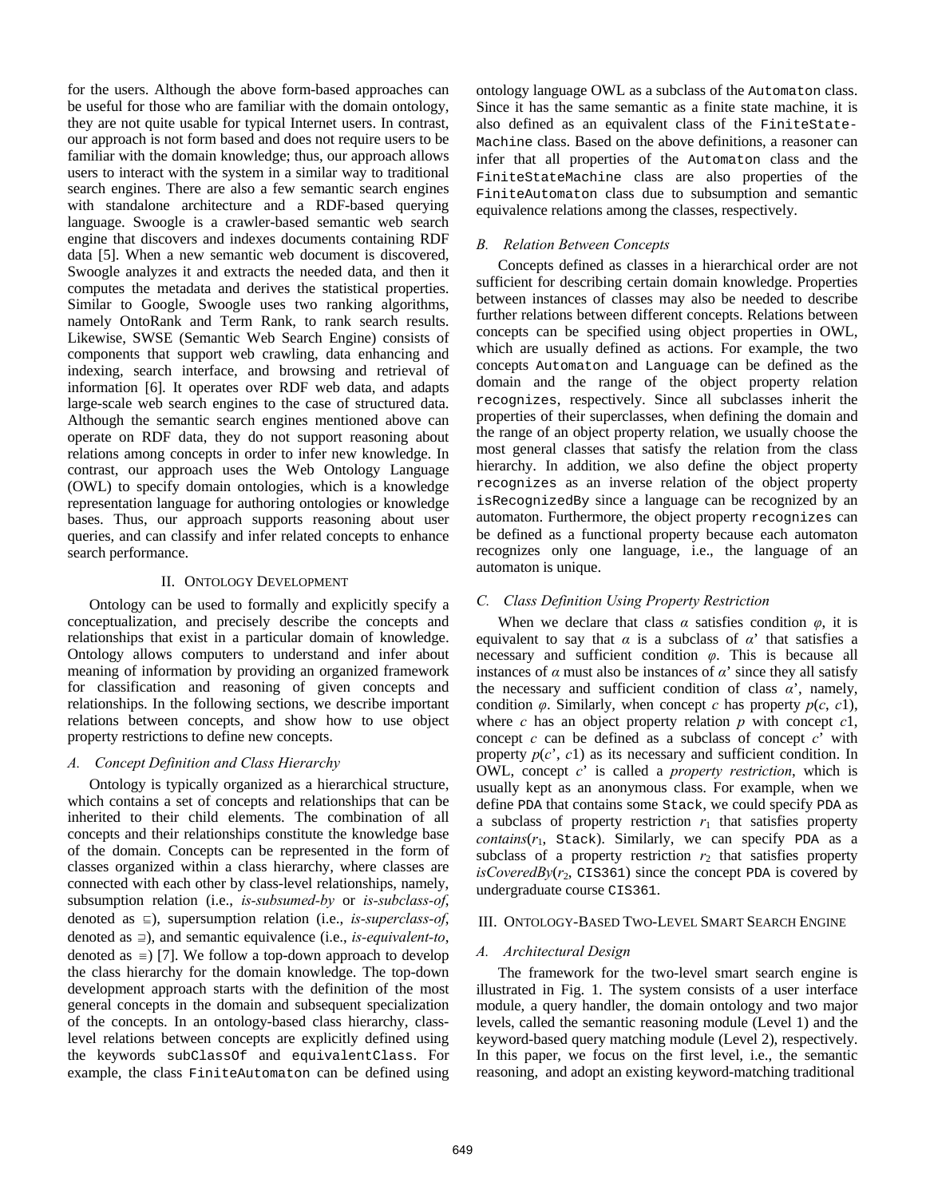for the users. Although the above form-based approaches can be useful for those who are familiar with the domain ontology, they are not quite usable for typical Internet users. In contrast, our approach is not form based and does not require users to be familiar with the domain knowledge; thus, our approach allows users to interact with the system in a similar way to traditional search engines. There are also a few semantic search engines with standalone architecture and a RDF-based querying language. Swoogle is a crawler-based semantic web search engine that discovers and indexes documents containing RDF data [5]. When a new semantic web document is discovered, Swoogle analyzes it and extracts the needed data, and then it computes the metadata and derives the statistical properties. Similar to Google, Swoogle uses two ranking algorithms, namely OntoRank and Term Rank, to rank search results. Likewise, SWSE (Semantic Web Search Engine) consists of components that support web crawling, data enhancing and indexing, search interface, and browsing and retrieval of information [6]. It operates over RDF web data, and adapts large-scale web search engines to the case of structured data. Although the semantic search engines mentioned above can operate on RDF data, they do not support reasoning about relations among concepts in order to infer new knowledge. In contrast, our approach uses the Web Ontology Language (OWL) to specify domain ontologies, which is a knowledge representation language for authoring ontologies or knowledge bases. Thus, our approach supports reasoning about user queries, and can classify and infer related concepts to enhance search performance.

## II. Ontology Development

Ontology can be used to formally and explicitly specify a conceptualization, and precisely describe the concepts and relationships that exist in a particular domain of knowledge. Ontology allows computers to understand and infer about meaning of information by providing an organized framework for classification and reasoning of given concepts and relationships. In the following sections, we describe important relations between concepts, and show how to use object property restrictions to define new concepts.

### A. Concept Definition and Class Hierarchy

Ontology is typically organized as a hierarchical structure, which contains a set of concepts and relationships that can be inherited to their child elements. The combination of all concepts and their relationships constitute the knowledge base of the domain. Concepts can be represented in the form of classes organized within a class hierarchy, where classes are connected with each other by class-level relationships, namely, subsumption relation (i.e., *is-subsumed-by* or *is-subclass-of*, denoted as $\sqsubseteq$), supersumption relation (i.e., *is-superclass-of*, denoted as $\sqsupseteq$), and semantic equivalence (i.e., *is-equivalent-to*, denoted as $\equiv$) [7]. We follow a top-down approach to develop the class hierarchy for the domain knowledge. The top-down development approach starts with the definition of the most general concepts in the domain and subsequent specialization of the concepts. In an ontology-based class hierarchy, class-level relations between concepts are explicitly defined using the keywords `subClassOf` and `equivalentClass`. For example, the class `FiniteAutomaton` can be defined using ontology language OWL as a subclass of the `Automaton` class. Since it has the same semantic as a finite state machine, it is also defined as an equivalent class of the `FiniteState-Machine` class. Based on the above definitions, a reasoner can infer that all properties of the `Automaton` class and the `FiniteStateMachine` class are also properties of the `FiniteAutomaton` class due to subsumption and semantic equivalence relations among the classes, respectively.

### B. Relation Between Concepts

Concepts defined as classes in a hierarchical order are not sufficient for describing certain domain knowledge. Properties between instances of classes may also be needed to describe further relations between different concepts. Relations between concepts can be specified using object properties in OWL, which are usually defined as actions. For example, the two concepts `Automaton` and `Language` can be defined as the domain and the range of the object property relation `recognizes`, respectively. Since all subclasses inherit the properties of their superclasses, when defining the domain and the range of an object property relation, we usually choose the most general classes that satisfy the relation from the class hierarchy. In addition, we also define the object property `recognizes` as an inverse relation of the object property `isRecognizedBy` since a language can be recognized by an automaton. Furthermore, the object property `recognizes` can be defined as a functional property because each automaton recognizes only one language, i.e., the language of an automaton is unique.

### C. Class Definition Using Property Restriction

When we declare that class $\alpha$ satisfies condition $\varphi$, it is equivalent to say that $\alpha$ is a subclass of $\alpha'$ that satisfies a necessary and sufficient condition $\varphi$. This is because all instances of $\alpha$ must also be instances of $\alpha'$ since they all satisfy the necessary and sufficient condition of class $\alpha'$, namely, condition $\varphi$. Similarly, when concept $c$ has property $p(c, c1)$, where $c$ has an object property relation $p$ with concept $c1$, concept $c$ can be defined as a subclass of concept $c'$ with property $p(c', c1)$ as its necessary and sufficient condition. In OWL, concept $c'$ is called a *property restriction*, which is usually kept as an anonymous class. For example, when we define `PDA` that contains some `Stack`, we could specify `PDA` as a subclass of property restriction $r_1$ that satisfies property $contains(r_1,$ `Stack`$)$. Similarly, we can specify `PDA` as a subclass of a property restriction $r_2$ that satisfies property $isCoveredBy(r_2,$ `CIS361`$)$ since the concept `PDA` is covered by undergraduate course `CIS361`.

## III. Ontology-Based Two-Level Smart Search Engine

### A. Architectural Design

The framework for the two-level smart search engine is illustrated in Fig. 1. The system consists of a user interface module, a query handler, the domain ontology and two major levels, called the semantic reasoning module (Level 1) and the keyword-based query matching module (Level 2), respectively. In this paper, we focus on the first level, i.e., the semantic reasoning, and adopt an existing keyword-matching traditional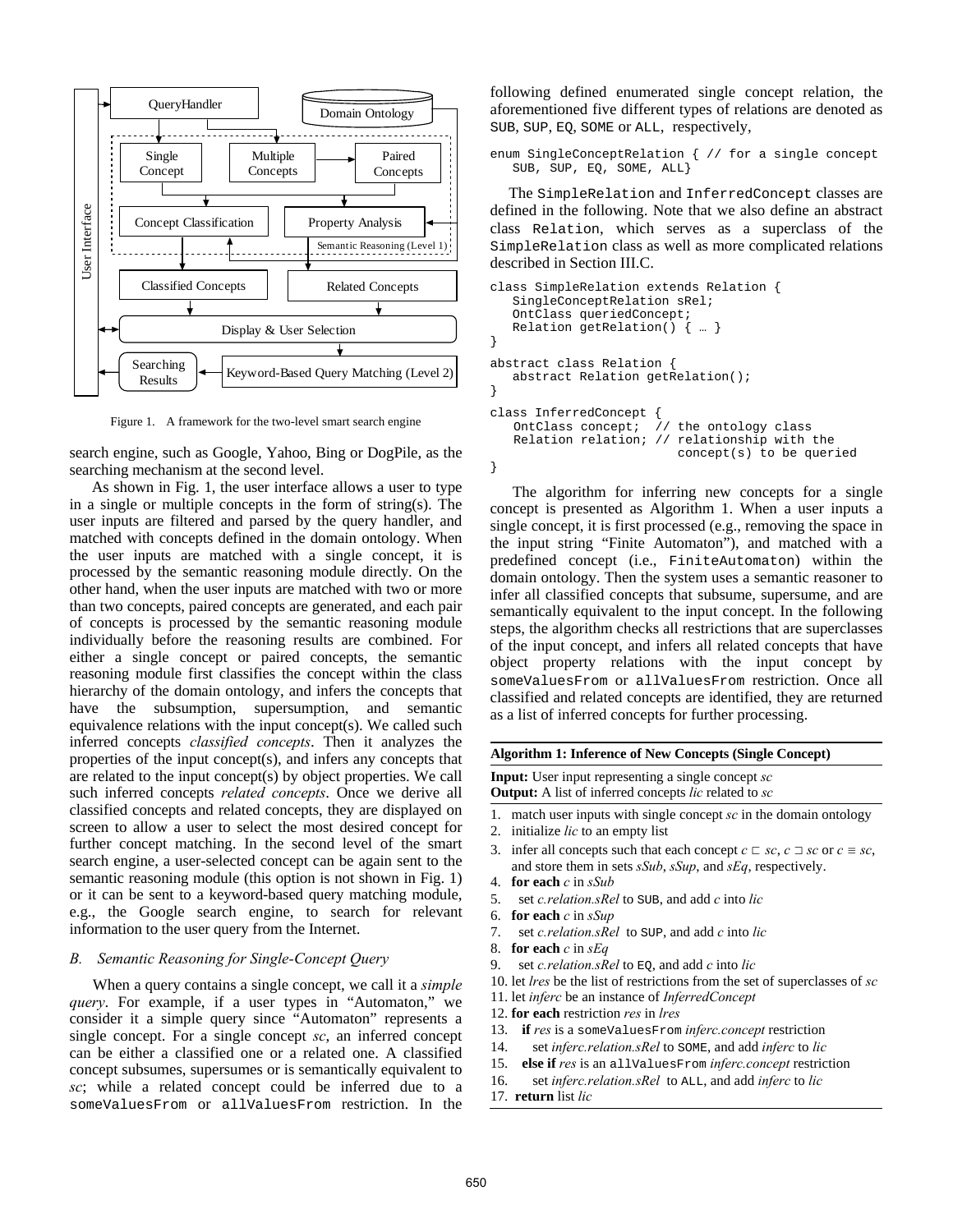Figure 1. A framework for the two-level smart search engine

search engine, such as Google, Yahoo, Bing or DogPile, as the searching mechanism at the second level.

As shown in Fig. 1, the user interface allows a user to type in a single or multiple concepts in the form of string(s). The user inputs are filtered and parsed by the query handler, and matched with concepts defined in the domain ontology. When the user inputs are matched with a single concept, it is processed by the semantic reasoning module directly. On the other hand, when the user inputs are matched with two or more than two concepts, paired concepts are generated, and each pair of concepts is processed by the semantic reasoning module individually before the reasoning results are combined. For either a single concept or paired concepts, the semantic reasoning module first classifies the concept within the class hierarchy of the domain ontology, and infers the concepts that have the subsumption, supersumption, and semantic equivalence relations with the input concept(s). We called such inferred concepts *classified concepts*. Then it analyzes the properties of the input concept(s), and infers any concepts that are related to the input concept(s) by object properties. We call such inferred concepts *related concepts*. Once we derive all classified concepts and related concepts, they are displayed on screen to allow a user to select the most desired concept for further concept matching. In the second level of the smart search engine, a user-selected concept can be again sent to the semantic reasoning module (this option is not shown in Fig. 1) or it can be sent to a keyword-based query matching module, e.g., the Google search engine, to search for relevant information to the user query from the Internet.

### *B. Semantic Reasoning for Single-Concept Query*

When a query contains a single concept, we call it a *simple query*. For example, if a user types in "Automaton," we consider it a simple query since "Automaton" represents a single concept. For a single concept *sc*, an inferred concept can be either a classified one or a related one. A classified concept subsumes, supersumes or is semantically equivalent to *sc*; while a related concept could be inferred due to a `someValuesFrom` or `allValuesFrom` restriction. In the following defined enumerated single concept relation, the aforementioned five different types of relations are denoted as `SUB`, `SUP`, `EQ`, `SOME` or `ALL`, respectively,

```
enum SingleConceptRelation { // for a single concept
   SUB, SUP, EQ, SOME, ALL}
```

The `SimpleRelation` and `InferredConcept` classes are defined in the following. Note that we also define an abstract class `Relation`, which serves as a superclass of the `SimpleRelation` class as well as more complicated relations described in Section III.C.

```
class SimpleRelation extends Relation {
   SingleConceptRelation sRel;
   OntClass queriedConcept;
   Relation getRelation() { … }
}

abstract class Relation {
   abstract Relation getRelation();
}

class InferredConcept {
   OntClass concept;  // the ontology class
   Relation relation; // relationship with the
                         concept(s) to be queried
}
```

The algorithm for inferring new concepts for a single concept is presented as Algorithm 1. When a user inputs a single concept, it is first processed (e.g., removing the space in the input string "Finite Automaton"), and matched with a predefined concept (i.e., `FiniteAutomaton`) within the domain ontology. Then the system uses a semantic reasoner to infer all classified concepts that subsume, supersume, and are semantically equivalent to the input concept. In the following steps, the algorithm checks all restrictions that are superclasses of the input concept, and infers all related concepts that have object property relations with the input concept by `someValuesFrom` or `allValuesFrom` restriction. Once all classified and related concepts are identified, they are returned as a list of inferred concepts for further processing.

**Algorithm 1: Inference of New Concepts (Single Concept)**

**Input:** User input representing a single concept *sc*
**Output:** A list of inferred concepts *lic* related to *sc*

1. match user inputs with single concept *sc* in the domain ontology
2. initialize *lic* to an empty list
3. infer all concepts such that each concept $c \sqsubset sc$, $c \sqsupset sc$ or $c \equiv sc$, and store them in sets *sSub*, *sSup*, and *sEq*, respectively.
4. **for each** *c* in *sSub*
5. set *c.relation.sRel* to `SUB`, and add *c* into *lic*
6. **for each** *c* in *sSup*
7. set *c.relation.sRel* to `SUP`, and add *c* into *lic*
8. **for each** *c* in *sEq*
9. set *c.relation.sRel* to `EQ`, and add *c* into *lic*
10. let *lres* be the list of restrictions from the set of superclasses of *sc*
11. let *inferc* be an instance of *InferredConcept*
12. **for each** restriction *res* in *lres*
13. **if** *res* is a `someValuesFrom` *inferc.concept* restriction
14. set *inferc.relation.sRel* to `SOME`, and add *inferc* to *lic*
15. **else if** *res* is an `allValuesFrom` *inferc.concept* restriction
16. set *inferc.relation.sRel* to `ALL`, and add *inferc* to *lic*
17. **return** list *lic*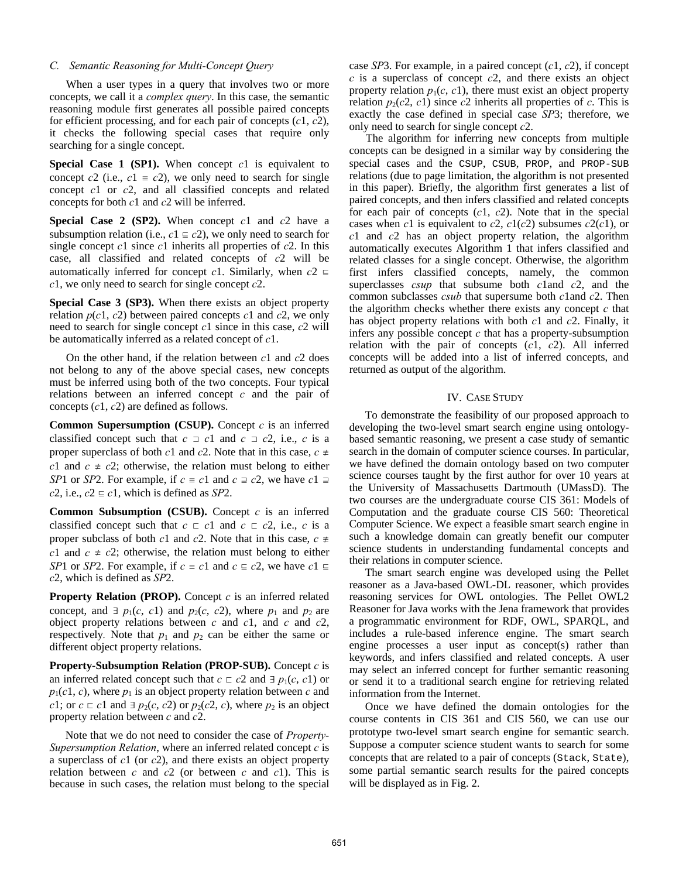### C. Semantic Reasoning for Multi-Concept Query

When a user types in a query that involves two or more concepts, we call it a *complex query*. In this case, the semantic reasoning module first generates all possible paired concepts for efficient processing, and for each pair of concepts ($c1$, $c2$), it checks the following special cases that require only searching for a single concept.

**Special Case 1 (SP1).** When concept $c1$ is equivalent to concept $c2$ (i.e., $c1 \equiv c2$), we only need to search for single concept $c1$ or $c2$, and all classified concepts and related concepts for both $c1$ and $c2$ will be inferred.

**Special Case 2 (SP2).** When concept $c1$ and $c2$ have a subsumption relation (i.e., $c1 \sqsubseteq c2$), we only need to search for single concept $c1$ since $c1$ inherits all properties of $c2$. In this case, all classified and related concepts of $c2$ will be automatically inferred for concept $c1$. Similarly, when $c2 \sqsubseteq c1$, we only need to search for single concept $c2$.

**Special Case 3 (SP3).** When there exists an object property relation $p(c1, c2)$ between paired concepts $c1$ and $c2$, we only need to search for single concept $c1$ since in this case, $c2$ will be automatically inferred as a related concept of $c1$.

On the other hand, if the relation between $c1$ and $c2$ does not belong to any of the above special cases, new concepts must be inferred using both of the two concepts. Four typical relations between an inferred concept $c$ and the pair of concepts ($c1$, $c2$) are defined as follows.

**Common Supersumption (CSUP).** Concept $c$ is an inferred classified concept such that $c \sqsupset c1$ and $c \sqsupset c2$, i.e., $c$ is a proper superclass of both $c1$ and $c2$. Note that in this case, $c \not\equiv c1$ and $c \not\equiv c2$; otherwise, the relation must belong to either *SP*1 or *SP*2. For example, if $c \equiv c1$ and $c \sqsupseteq c2$, we have $c1 \sqsupseteq c2$, i.e., $c2 \sqsubseteq c1$, which is defined as *SP*2.

**Common Subsumption (CSUB).** Concept $c$ is an inferred classified concept such that $c \sqsubset c1$ and $c \sqsubset c2$, i.e., $c$ is a proper subclass of both $c1$ and $c2$. Note that in this case, $c \not\equiv c1$ and $c \not\equiv c2$; otherwise, the relation must belong to either *SP*1 or *SP*2. For example, if $c \equiv c1$ and $c \sqsubseteq c2$, we have $c1 \sqsubseteq c2$, which is defined as *SP*2.

**Property Relation (PROP).** Concept $c$ is an inferred related concept, and $\exists\, p_1(c, c1)$ and $p_2(c, c2)$, where $p_1$ and $p_2$ are object property relations between $c$ and $c1$, and $c$ and $c2$, respectively. Note that $p_1$ and $p_2$ can be either the same or different object property relations.

**Property-Subsumption Relation (PROP-SUB).** Concept $c$ is an inferred related concept such that $c \sqsubset c2$ and $\exists\, p_1(c, c1)$ or $p_1(c1, c)$, where $p_1$ is an object property relation between $c$ and $c1$; or $c \sqsubset c1$ and $\exists\, p_2(c, c2)$ or $p_2(c2, c)$, where $p_2$ is an object property relation between $c$ and $c2$.

Note that we do not need to consider the case of *Property-Supersumption Relation*, where an inferred related concept $c$ is a superclass of $c1$ (or $c2$), and there exists an object property relation between $c$ and $c2$ (or between $c$ and $c1$). This is because in such cases, the relation must belong to the special case *SP*3. For example, in a paired concept ($c1$, $c2$), if concept $c$ is a superclass of concept $c2$, and there exists an object property relation $p_1(c, c1)$, there must exist an object property relation $p_2(c2, c1)$ since $c2$ inherits all properties of $c$. This is exactly the case defined in special case *SP*3; therefore, we only need to search for single concept $c2$.

The algorithm for inferring new concepts from multiple concepts can be designed in a similar way by considering the special cases and the `CSUP`, `CSUB`, `PROP`, and `PROP-SUB` relations (due to page limitation, the algorithm is not presented in this paper). Briefly, the algorithm first generates a list of paired concepts, and then infers classified and related concepts for each pair of concepts ($c1$, $c2$). Note that in the special cases when $c1$ is equivalent to $c2$, $c1$($c2$) subsumes $c2$($c1$), or $c1$ and $c2$ has an object property relation, the algorithm automatically executes Algorithm 1 that infers classified and related classes for a single concept. Otherwise, the algorithm first infers classified concepts, namely, the common superclasses *csup* that subsume both $c1$and $c2$, and the common subclasses *csub* that supersume both $c1$and $c2$. Then the algorithm checks whether there exists any concept $c$ that has object property relations with both $c1$ and $c2$. Finally, it infers any possible concept $c$ that has a property-subsumption relation with the pair of concepts ($c1$, $c2$). All inferred concepts will be added into a list of inferred concepts, and returned as output of the algorithm.

## IV. Case Study

To demonstrate the feasibility of our proposed approach to developing the two-level smart search engine using ontology-based semantic reasoning, we present a case study of semantic search in the domain of computer science courses. In particular, we have defined the domain ontology based on two computer science courses taught by the first author for over 10 years at the University of Massachusetts Dartmouth (UMassD). The two courses are the undergraduate course CIS 361: Models of Computation and the graduate course CIS 560: Theoretical Computer Science. We expect a feasible smart search engine in such a knowledge domain can greatly benefit our computer science students in understanding fundamental concepts and their relations in computer science.

The smart search engine was developed using the Pellet reasoner as a Java-based OWL-DL reasoner, which provides reasoning services for OWL ontologies. The Pellet OWL2 Reasoner for Java works with the Jena framework that provides a programmatic environment for RDF, OWL, SPARQL, and includes a rule-based inference engine. The smart search engine processes a user input as concept(s) rather than keywords, and infers classified and related concepts. A user may select an inferred concept for further semantic reasoning or send it to a traditional search engine for retrieving related information from the Internet.

Once we have defined the domain ontologies for the course contents in CIS 361 and CIS 560, we can use our prototype two-level smart search engine for semantic search. Suppose a computer science student wants to search for some concepts that are related to a pair of concepts (`Stack`, `State`), some partial semantic search results for the paired concepts will be displayed as in Fig. 2.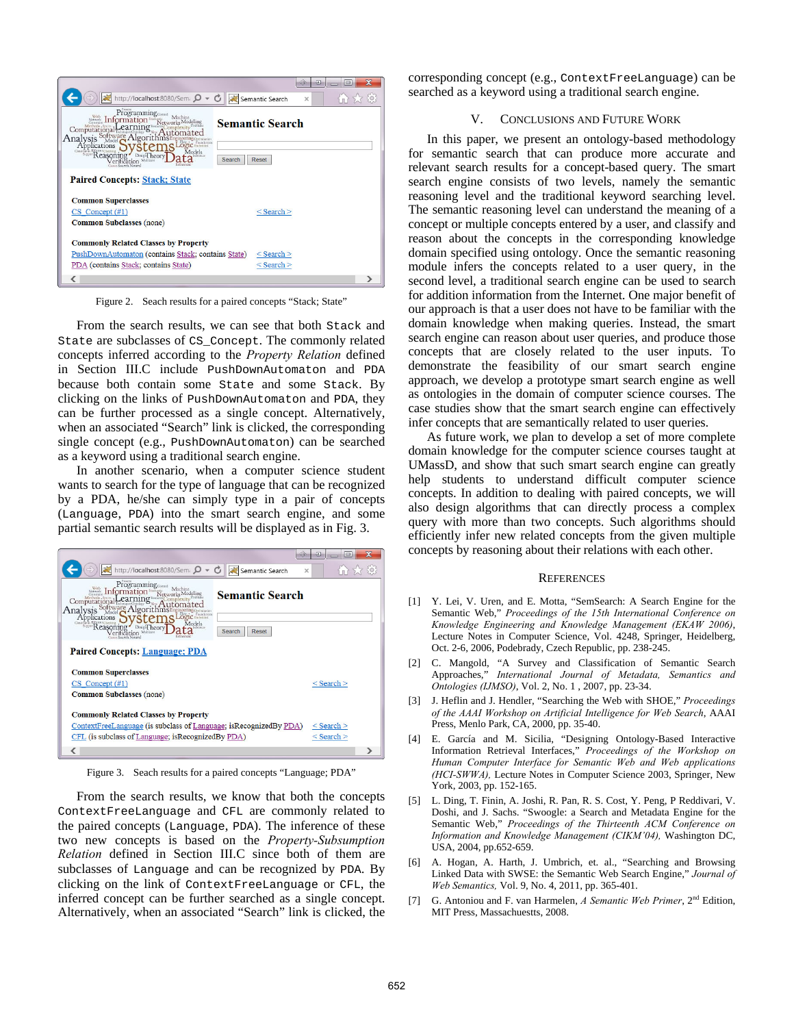Figure 2. Seach results for a paired concepts "Stack; State"

From the search results, we can see that both Stack and State are subclasses of CS_Concept. The commonly related concepts inferred according to the *Property Relation* defined in Section III.C include PushDownAutomaton and PDA because both contain some State and some Stack. By clicking on the links of PushDownAutomaton and PDA, they can be further processed as a single concept. Alternatively, when an associated "Search" link is clicked, the corresponding single concept (e.g., PushDownAutomaton) can be searched as a keyword using a traditional search engine.

In another scenario, when a computer science student wants to search for the type of language that can be recognized by a PDA, he/she can simply type in a pair of concepts (Language, PDA) into the smart search engine, and some partial semantic search results will be displayed as in Fig. 3.

Figure 3. Seach results for a paired concepts "Language; PDA"

From the search results, we know that both the concepts ContextFreeLanguage and CFL are commonly related to the paired concepts (Language, PDA). The inference of these two new concepts is based on the *Property-Subsumption Relation* defined in Section III.C since both of them are subclasses of Language and can be recognized by PDA. By clicking on the link of ContextFreeLanguage or CFL, the inferred concept can be further searched as a single concept. Alternatively, when an associated "Search" link is clicked, the corresponding concept (e.g., ContextFreeLanguage) can be searched as a keyword using a traditional search engine.

## V. Conclusions and Future Work

In this paper, we present an ontology-based methodology for semantic search that can produce more accurate and relevant search results for a concept-based query. The smart search engine consists of two levels, namely the semantic reasoning level and the traditional keyword searching level. The semantic reasoning level can understand the meaning of a concept or multiple concepts entered by a user, and classify and reason about the concepts in the corresponding knowledge domain specified using ontology. Once the semantic reasoning module infers the concepts related to a user query, in the second level, a traditional search engine can be used to search for addition information from the Internet. One major benefit of our approach is that a user does not have to be familiar with the domain knowledge when making queries. Instead, the smart search engine can reason about user queries, and produce those concepts that are closely related to the user inputs. To demonstrate the feasibility of our smart search engine approach, we develop a prototype smart search engine as well as ontologies in the domain of computer science courses. The case studies show that the smart search engine can effectively infer concepts that are semantically related to user queries.

As future work, we plan to develop a set of more complete domain knowledge for the computer science courses taught at UMassD, and show that such smart search engine can greatly help students to understand difficult computer science concepts. In addition to dealing with paired concepts, we will also design algorithms that can directly process a complex query with more than two concepts. Such algorithms should efficiently infer new related concepts from the given multiple concepts by reasoning about their relations with each other.

## References

[1] Y. Lei, V. Uren, and E. Motta, "SemSearch: A Search Engine for the Semantic Web," *Proceedings of the 15th International Conference on Knowledge Engineering and Knowledge Management (EKAW 2006)*, Lecture Notes in Computer Science, Vol. 4248, Springer, Heidelberg, Oct. 2-6, 2006, Podebrady, Czech Republic, pp. 238-245.

[2] C. Mangold, "A Survey and Classification of Semantic Search Approaches," *International Journal of Metadata, Semantics and Ontologies (IJMSO)*, Vol. 2, No. 1 , 2007, pp. 23-34.

[3] J. Heflin and J. Hendler, "Searching the Web with SHOE," *Proceedings of the AAAI Workshop on Artificial Intelligence for Web Search*, AAAI Press, Menlo Park, CA, 2000, pp. 35-40.

[4] E. García and M. Sicilia, "Designing Ontology-Based Interactive Information Retrieval Interfaces," *Proceedings of the Workshop on Human Computer Interface for Semantic Web and Web applications (HCI-SWWA),* Lecture Notes in Computer Science 2003, Springer, New York, 2003, pp. 152-165.

[5] L. Ding, T. Finin, A. Joshi, R. Pan, R. S. Cost, Y. Peng, P Reddivari, V. Doshi, and J. Sachs. "Swoogle: a Search and Metadata Engine for the Semantic Web," *Proceedings of the Thirteenth ACM Conference on Information and Knowledge Management (CIKM'04)*, Washington DC, USA, 2004, pp.652-659.

[6] A. Hogan, A. Harth, J. Umbrich, et. al., "Searching and Browsing Linked Data with SWSE: the Semantic Web Search Engine," *Journal of Web Semantics,* Vol. 9, No. 4, 2011, pp. 365-401.

[7] G. Antoniou and F. van Harmelen, *A Semantic Web Primer*, 2nd Edition, MIT Press, Massachuestts, 2008.